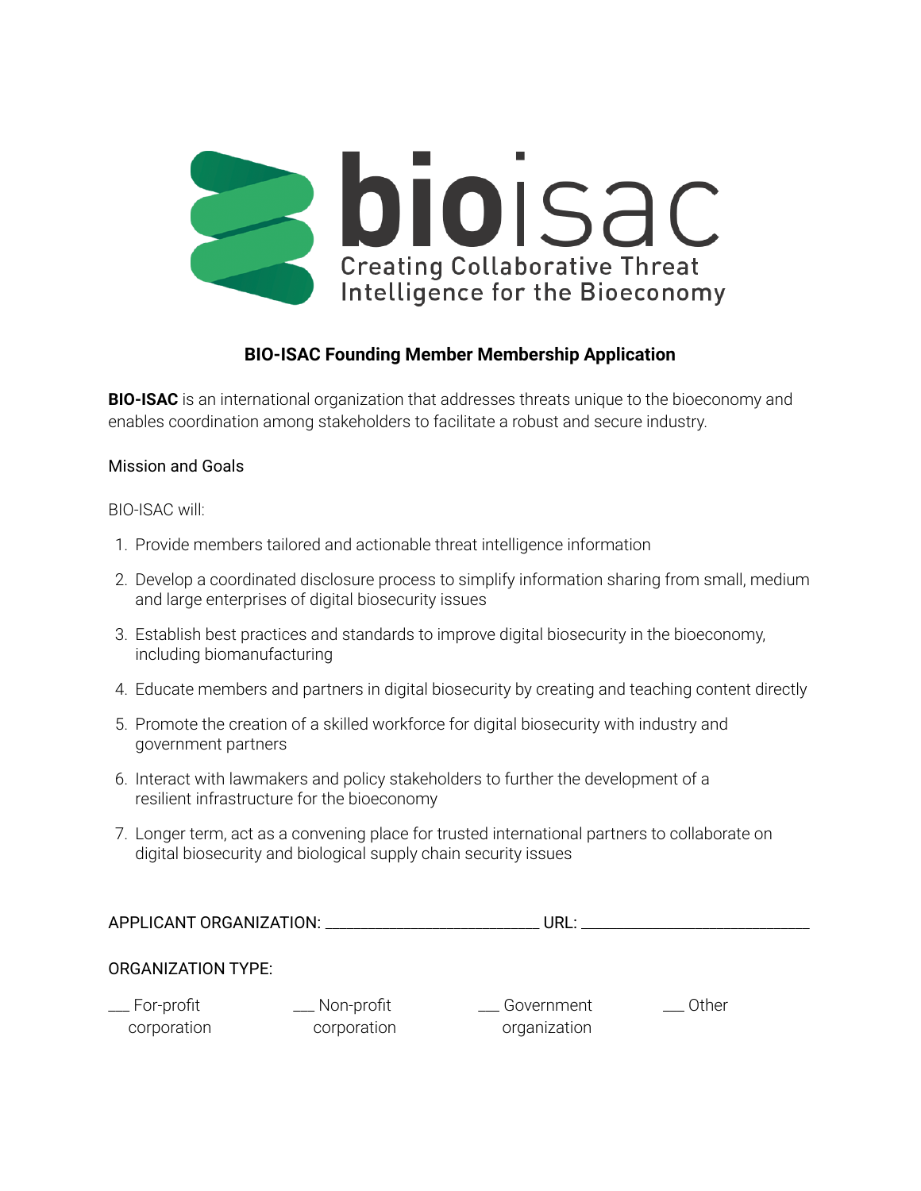bioisac

Creating Collaborative Threat Intelligence for the Bioeconomy

### BIO-ISAC Founding Member Membership Application

**BIO-ISAC** is an international organization that addresses threats unique to the bioeconomy and enables coordination among stakeholders to facilitate a robust and secure industry.

Mission and Goals

BIO-ISAC will:

1. Provide members tailored and actionable threat intelligence information
2. Develop a coordinated disclosure process to simplify information sharing from small, medium and large enterprises of digital biosecurity issues
3. Establish best practices and standards to improve digital biosecurity in the bioeconomy, including biomanufacturing
4. Educate members and partners in digital biosecurity by creating and teaching content directly
5. Promote the creation of a skilled workforce for digital biosecurity with industry and government partners
6. Interact with lawmakers and policy stakeholders to further the development of a resilient infrastructure for the bioeconomy
7. Longer term, act as a convening place for trusted international partners to collaborate on digital biosecurity and biological supply chain security issues

APPLICANT ORGANIZATION: ___________________________ URL: _____________________________

ORGANIZATION TYPE:

___ For-profit corporation ___ Non-profit corporation ___ Government organization ___ Other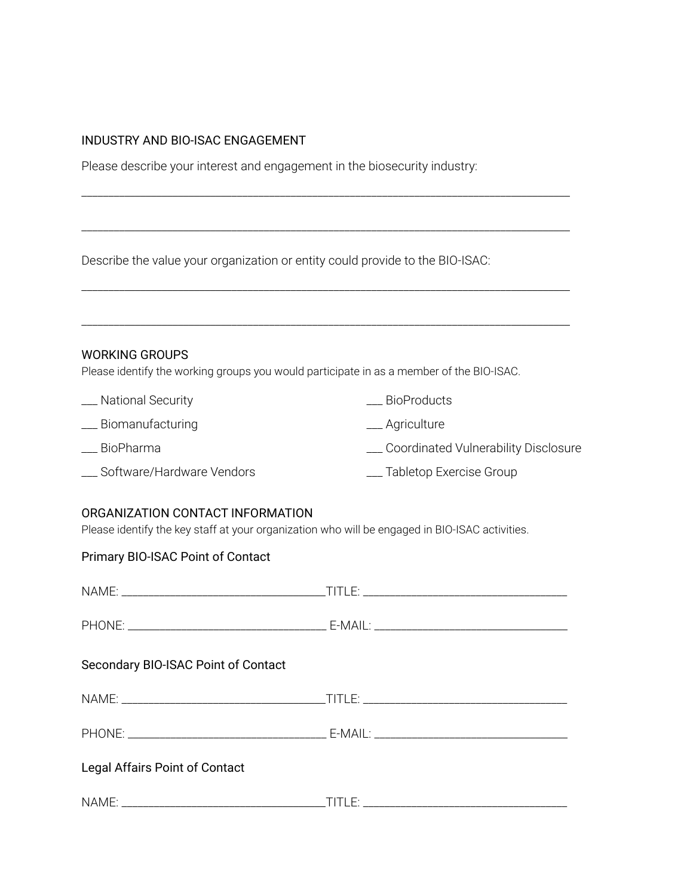## INDUSTRY AND BIO-ISAC ENGAGEMENT

Please describe your interest and engagement in the biosecurity industry:

_______________________________________________________________________________

_______________________________________________________________________________

Describe the value your organization or entity could provide to the BIO-ISAC:

_______________________________________________________________________________

_______________________________________________________________________________

## WORKING GROUPS

Please identify the working groups you would participate in as a member of the BIO-ISAC.

___ National Security

___ Biomanufacturing

___ BioPharma

___ Software/Hardware Vendors

___ BioProducts

___ Agriculture

___ Coordinated Vulnerability Disclosure

___ Tabletop Exercise Group

## ORGANIZATION CONTACT INFORMATION

Please identify the key staff at your organization who will be engaged in BIO-ISAC activities.

### Primary BIO-ISAC Point of Contact

NAME: ________________________________TITLE: ________________________________

PHONE: ________________________________ E-MAIL: ______________________________

### Secondary BIO-ISAC Point of Contact

NAME: ________________________________TITLE: ________________________________

PHONE: ________________________________ E-MAIL: ______________________________

### Legal Affairs Point of Contact

NAME: ________________________________TITLE: ________________________________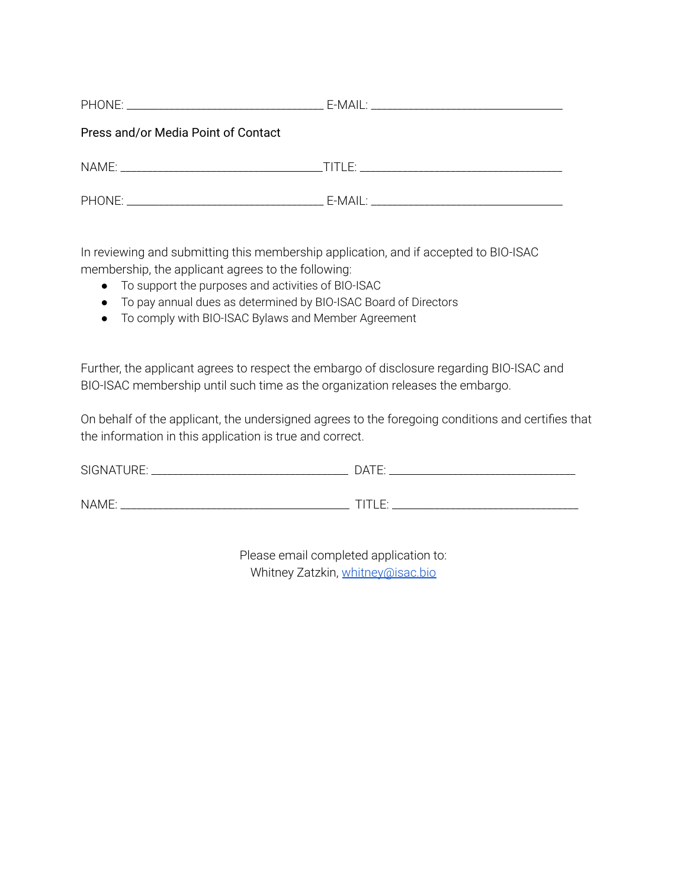PHONE: ________________________________ E-MAIL: ________________________________

Press and/or Media Point of Contact

NAME: ________________________________ TITLE: ________________________________

PHONE: ________________________________ E-MAIL: ________________________________

In reviewing and submitting this membership application, and if accepted to BIO-ISAC membership, the applicant agrees to the following:

- To support the purposes and activities of BIO-ISAC
- To pay annual dues as determined by BIO-ISAC Board of Directors
- To comply with BIO-ISAC Bylaws and Member Agreement

Further, the applicant agrees to respect the embargo of disclosure regarding BIO-ISAC and BIO-ISAC membership until such time as the organization releases the embargo.

On behalf of the applicant, the undersigned agrees to the foregoing conditions and certifies that the information in this application is true and correct.

SIGNATURE: ________________________________ DATE: ________________________________

NAME: ________________________________ TITLE: ________________________________

Please email completed application to:
Whitney Zatzkin, whitney@isac.bio